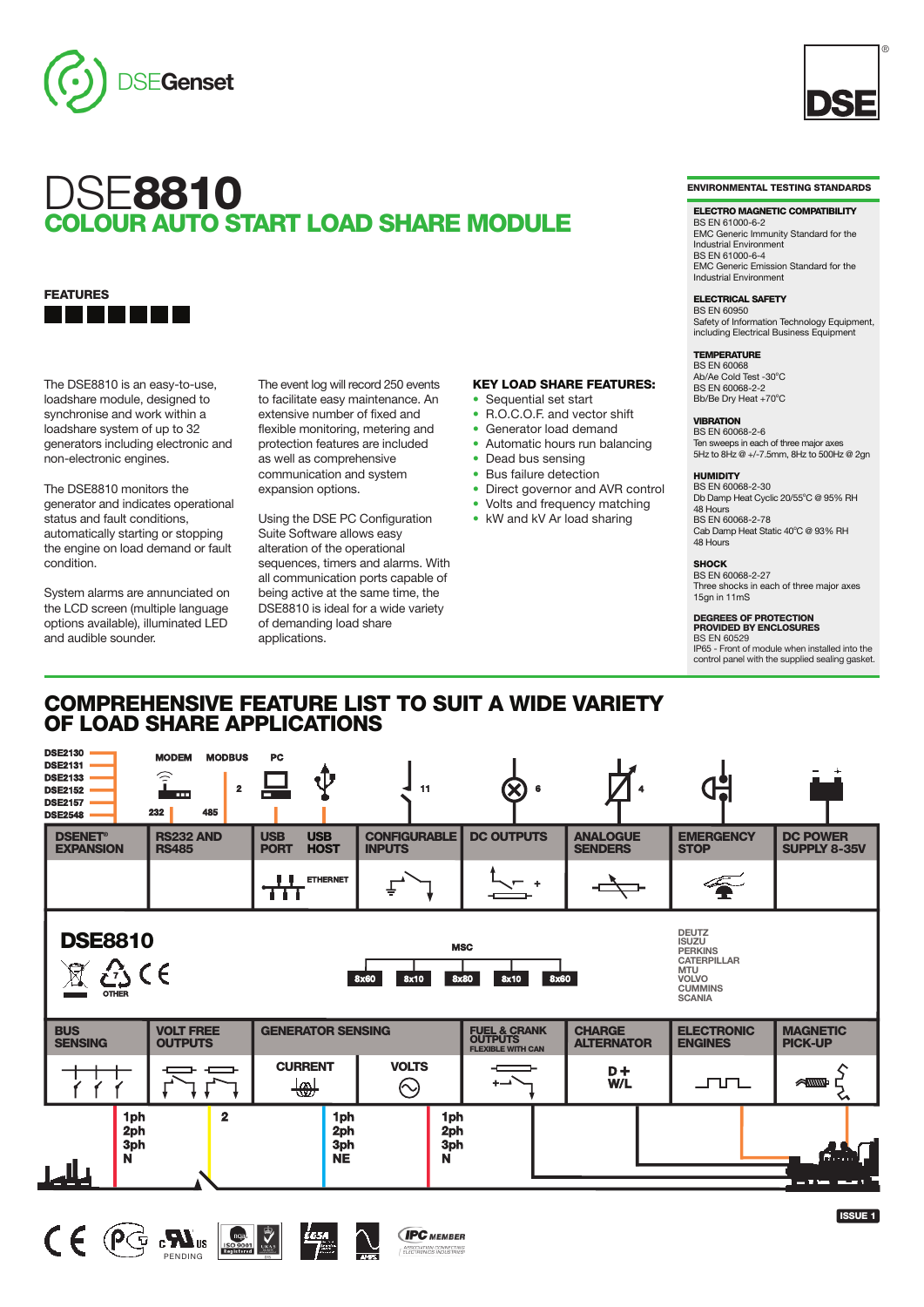DSEGenset

# DSE8810

## COLOUR AUTO START LOAD SHARE MODULE

### FEATURES

The DSE8810 is an easy-to-use, loadshare module, designed to synchronise and work within a loadshare system of up to 32 generators including electronic and non-electronic engines.

The DSE8810 monitors the generator and indicates operational status and fault conditions, automatically starting or stopping the engine on load demand or fault condition.

System alarms are annunciated on the LCD screen (multiple language options available), illuminated LED and audible sounder.

The event log will record 250 events to facilitate easy maintenance. An extensive number of fixed and flexible monitoring, metering and protection features are included as well as comprehensive communication and system expansion options.

Using the DSE PC Configuration Suite Software allows easy alteration of the operational sequences, timers and alarms. With all communication ports capable of being active at the same time, the DSE8810 is ideal for a wide variety of demanding load share applications.

### KEY LOAD SHARE FEATURES:

- Sequential set start
- R.O.C.O.F. and vector shift
- Generator load demand
- Automatic hours run balancing
- Dead bus sensing
- Bus failure detection
- Direct governor and AVR control
- Volts and frequency matching
- kW and kV Ar load sharing

### ENVIRONMENTAL TESTING STANDARDS

**ELECTRO MAGNETIC COMPATIBILITY**
BS EN 61000-6-2
EMC Generic Immunity Standard for the Industrial Environment
BS EN 61000-6-4
EMC Generic Emission Standard for the Industrial Environment

**ELECTRICAL SAFETY**
BS EN 60950
Safety of Information Technology Equipment, including Electrical Business Equipment

**TEMPERATURE**
BS EN 60068
Ab/Ae Cold Test -30°C
BS EN 60068-2-2
Bb/Be Dry Heat +70°C

**VIBRATION**
BS EN 60068-2-6
Ten sweeps in each of three major axes
5Hz to 8Hz @ +/-7.5mm, 8Hz to 500Hz @ 2gn

**HUMIDITY**
BS EN 60068-2-30
Db Damp Heat Cyclic 20/55°C @ 95% RH 48 Hours
BS EN 60068-2-78
Cab Damp Heat Static 40°C @ 93% RH 48 Hours

**SHOCK**
BS EN 60068-2-27
Three shocks in each of three major axes
15gn in 11mS

**DEGREES OF PROTECTION PROVIDED BY ENCLOSURES**
BS EN 60529
IP65 - Front of module when installed into the control panel with the supplied sealing gasket.

## COMPREHENSIVE FEATURE LIST TO SUIT A WIDE VARIETY OF LOAD SHARE APPLICATIONS

DSE2130, DSE2131, DSE2133, DSE2152, DSE2157, DSE2548

MODEM, MODBUS, PC, 232, 485, 2, 11, 6, 4

| DSENET® EXPANSION | RS232 AND RS485 | USB PORT / USB HOST / ETHERNET | CONFIGURABLE INPUTS | DC OUTPUTS | ANALOGUE SENDERS | EMERGENCY STOP | DC POWER SUPPLY 8-35V |
|---|---|---|---|---|---|---|---|

**DSE8810**

OTHER

MSC: 8x60, 8x10, 8x80, 8x10, 8x60

DEUTZ, ISUZU, PERKINS, CATERPILLAR, MTU, VOLVO, CUMMINS, SCANIA

| BUS SENSING | VOLT FREE OUTPUTS | GENERATOR SENSING (CURRENT / VOLTS) | FUEL & CRANK OUTPUTS FLEXIBLE WITH CAN | CHARGE ALTERNATOR (D+ W/L) | ELECTRONIC ENGINES | MAGNETIC PICK-UP |
|---|---|---|---|---|---|---|

1ph 2ph 3ph N — 2 — 1ph 2ph 3ph NE — 1ph 2ph 3ph N

PENDING

IPC MEMBER

ISSUE 1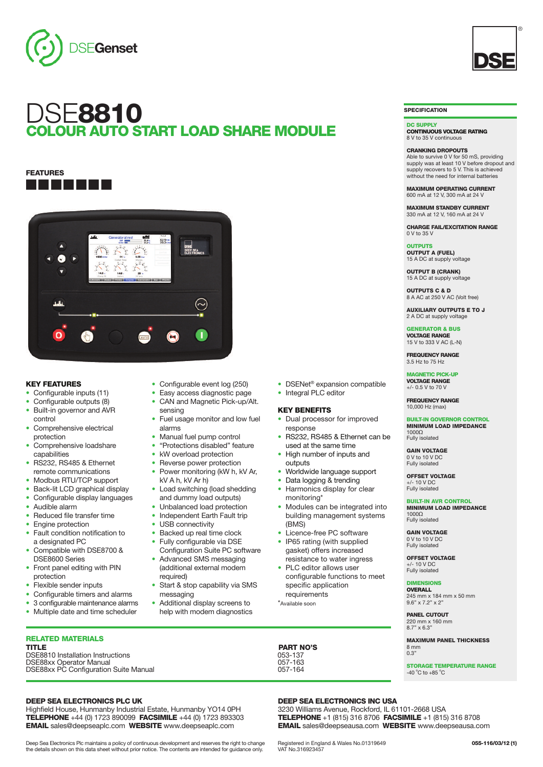DSEGenset

DSE

# DSE8810

## COLOUR AUTO START LOAD SHARE MODULE

### FEATURES

### KEY FEATURES

- Configurable inputs (11)
- Configurable outputs (8)
- Built-in governor and AVR control
- Comprehensive electrical protection
- Comprehensive loadshare capabilities
- RS232, RS485 & Ethernet remote communications
- Modbus RTU/TCP support
- Back-lit LCD graphical display
- Configurable display languages
- Audible alarm
- Reduced file transfer time
- Engine protection
- Fault condition notification to a designated PC
- Compatible with DSE8700 & DSE8600 Series
- Front panel editing with PIN protection
- Flexible sender inputs
- Configurable timers and alarms
- 3 configurable maintenance alarms
- Multiple date and time scheduler
- Configurable event log (250)
- Easy access diagnostic page
- CAN and Magnetic Pick-up/Alt. sensing
- Fuel usage monitor and low fuel alarms
- Manual fuel pump control
- "Protections disabled" feature
- kW overload protection
- Reverse power protection
- Power monitoring (kW h, kV Ar, kV A h, kV Ar h)
- Load switching (load shedding and dummy load outputs)
- Unbalanced load protection
- Independent Earth Fault trip
- USB connectivity
- Backed up real time clock
- Fully configurable via DSE Configuration Suite PC software
- Advanced SMS messaging (additional external modem required)
- Start & stop capability via SMS messaging
- Additional display screens to help with modem diagnostics
- DSENet® expansion compatible
- Integral PLC editor

### KEY BENEFITS

- Dual processor for improved response
- RS232, RS485 & Ethernet can be used at the same time
- High number of inputs and outputs
- Worldwide language support
- Data logging & trending
- Harmonics display for clear monitoring*
- Modules can be integrated into building management systems (BMS)
- Licence-free PC software
- IP65 rating (with supplied gasket) offers increased resistance to water ingress
- PLC editor allows user configurable functions to meet specific application requirements

*Available soon

### SPECIFICATION

**DC SUPPLY**

**CONTINUOUS VOLTAGE RATING**
8 V to 35 V continuous

**CRANKING DROPOUTS**
Able to survive 0 V for 50 mS, providing supply was at least 10 V before dropout and supply recovers to 5 V. This is achieved without the need for internal batteries

**MAXIMUM OPERATING CURRENT**
600 mA at 12 V, 300 mA at 24 V

**MAXIMUM STANDBY CURRENT**
330 mA at 12 V, 160 mA at 24 V

**CHARGE FAIL/EXCITATION RANGE**
0 V to 35 V

**OUTPUTS**

**OUTPUT A (FUEL)**
15 A DC at supply voltage

**OUTPUT B (CRANK)**
15 A DC at supply voltage

**OUTPUTS C & D**
8 A AC at 250 V AC (Volt free)

**AUXILIARY OUTPUTS E TO J**
2 A DC at supply voltage

**GENERATOR & BUS**

**VOLTAGE RANGE**
15 V to 333 V AC (L-N)

**FREQUENCY RANGE**
3.5 Hz to 75 Hz

**MAGNETIC PICK-UP**

**VOLTAGE RANGE**
+/- 0.5 V to 70 V

**FREQUENCY RANGE**
10,000 Hz (max)

**BUILT-IN GOVERNOR CONTROL**

**MINIMUM LOAD IMPEDANCE**
1000Ω
Fully isolated

**GAIN VOLTAGE**
0 V to 10 V DC
Fully isolated

**OFFSET VOLTAGE**
+/- 10 V DC
Fully isolated

**BUILT-IN AVR CONTROL**

**MINIMUM LOAD IMPEDANCE**
1000Ω
Fully isolated

**GAIN VOLTAGE**
0 V to 10 V DC
Fully isolated

**OFFSET VOLTAGE**
+/- 10 V DC
Fully isolated

**DIMENSIONS**

**OVERALL**
245 mm x 184 mm x 50 mm
9.6" x 7.2" x 2"

**PANEL CUTOUT**
220 mm x 160 mm
8.7" x 6.3"

**MAXIMUM PANEL THICKNESS**
8 mm
0.3"

**STORAGE TEMPERATURE RANGE**
-40 °C to +85 °C

### RELATED MATERIALS

| TITLE | PART NO'S |
|---|---|
| DSE8810 Installation Instructions | 053-137 |
| DSE88xx Operator Manual | 057-163 |
| DSE88xx PC Configuration Suite Manual | 057-164 |

**DEEP SEA ELECTRONICS PLC UK**
Highfield House, Hunmanby Industrial Estate, Hunmanby YO14 0PH
**TELEPHONE** +44 (0) 1723 890099 **FACSIMILE** +44 (0) 1723 893303
**EMAIL** sales@deepseaplc.com **WEBSITE** www.deepseaplc.com

**DEEP SEA ELECTRONICS INC USA**
3230 Williams Avenue, Rockford, IL 61101-2668 USA
**TELEPHONE** +1 (815) 316 8706 **FACSIMILE** +1 (815) 316 8708
**EMAIL** sales@deepseausa.com **WEBSITE** www.deepseausa.com

Deep Sea Electronics Plc maintains a policy of continuous development and reserves the right to change the details shown on this data sheet without prior notice. The contents are intended for guidance only.

Registered in England & Wales No.01319649
VAT No.316923457

**055-116/03/12 (1)**